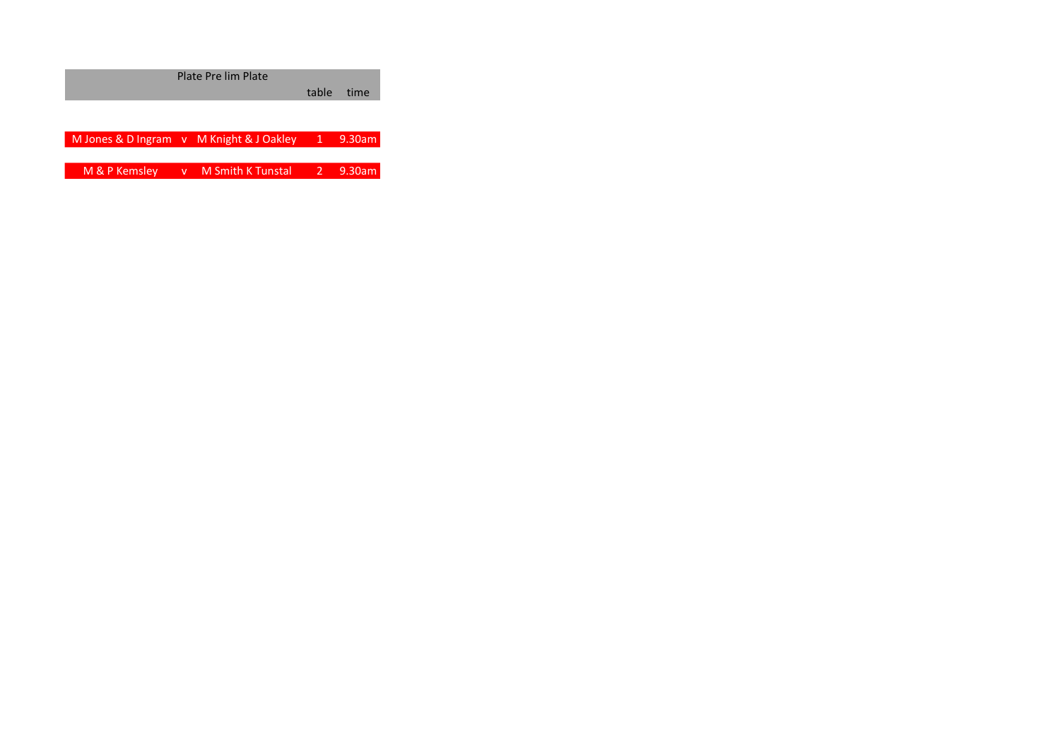| Plate Pre lim Plate | | | table | time |
|---|---|---|---|---|
| M Jones & D Ingram | v | M Knight & J Oakley | 1 | 9.30am |
| M & P Kemsley | v | M Smith K Tunstal | 2 | 9.30am |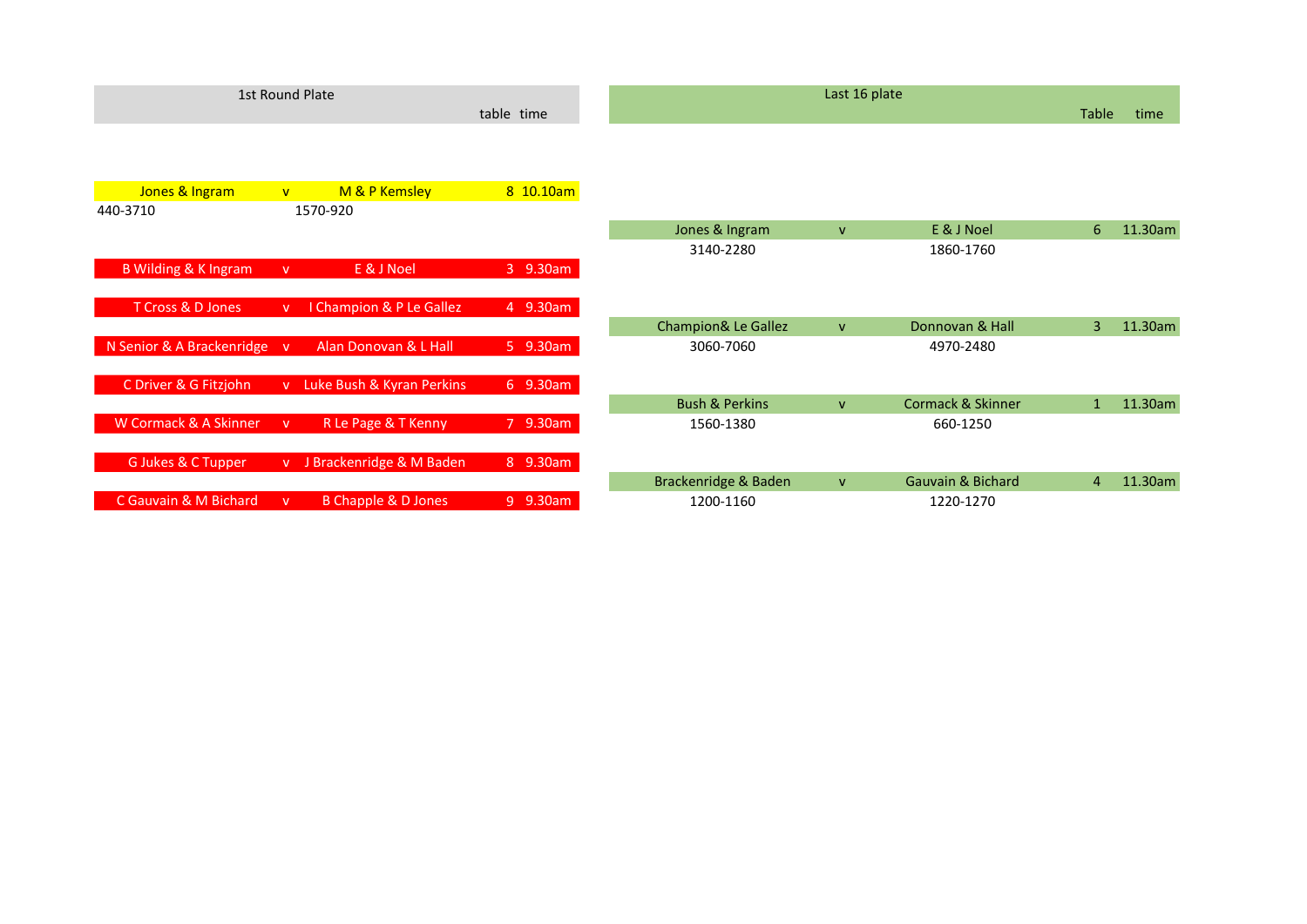## 1st Round Plate

| | | | table | time |
|---|---|---|---|---|
| Jones & Ingram | v | M & P Kemsley | 8 | 10.10am |
| 440-3710 | | 1570-920 | | |
| B Wilding & K Ingram | v | E & J Noel | 3 | 9.30am |
| T Cross & D Jones | v | I Champion & P Le Gallez | 4 | 9.30am |
| N Senior & A Brackenridge | v | Alan Donovan & L Hall | 5 | 9.30am |
| C Driver & G Fitzjohn | v | Luke Bush & Kyran Perkins | 6 | 9.30am |
| W Cormack & A Skinner | v | R Le Page & T Kenny | 7 | 9.30am |
| G Jukes & C Tupper | v | J Brackenridge & M Baden | 8 | 9.30am |
| C Gauvain & M Bichard | v | B Chapple & D Jones | 9 | 9.30am |

## Last 16 plate

| | | | Table | time |
|---|---|---|---|---|
| Jones & Ingram | v | E & J Noel | 6 | 11.30am |
| 3140-2280 | | 1860-1760 | | |
| Champion& Le Gallez | v | Donnovan & Hall | 3 | 11.30am |
| 3060-7060 | | 4970-2480 | | |
| Bush & Perkins | v | Cormack & Skinner | 1 | 11.30am |
| 1560-1380 | | 660-1250 | | |
| Brackenridge & Baden | v | Gauvain & Bichard | 4 | 11.30am |
| 1200-1160 | | 1220-1270 | | |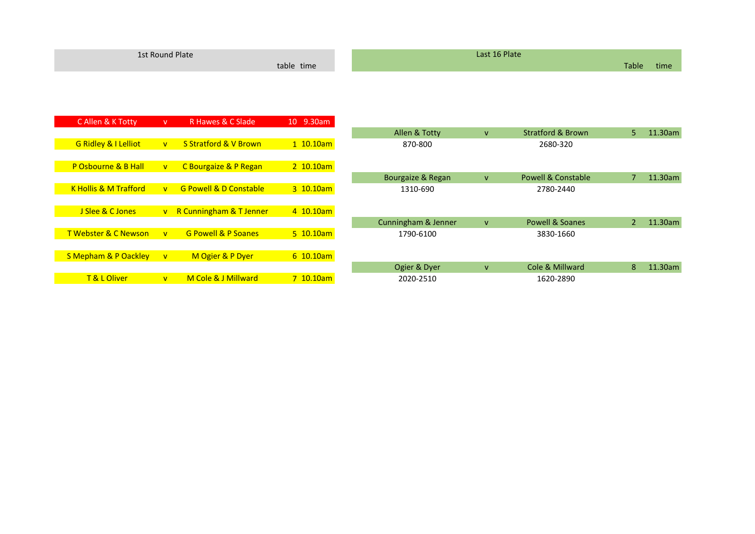## 1st Round Plate

| | | | table | time |
|---|---|---|---|---|
| C Allen & K Totty | v | R Hawes & C Slade | 10 | 9.30am |
| G Ridley & I Lelliot | v | S Stratford & V Brown | 1 | 10.10am |
| P Osbourne & B Hall | v | C Bourgaize & P Regan | 2 | 10.10am |
| K Hollis & M Trafford | v | G Powell & D Constable | 3 | 10.10am |
| J Slee & C Jones | v | R Cunningham & T Jenner | 4 | 10.10am |
| T Webster & C Newson | v | G Powell & P Soanes | 5 | 10.10am |
| S Mepham & P Oackley | v | M Ogier & P Dyer | 6 | 10.10am |
| T & L Oliver | v | M Cole & J Millward | 7 | 10.10am |

## Last 16 Plate

| | | | Table | time |
|---|---|---|---|---|
| Allen & Totty | v | Stratford & Brown | 5 | 11.30am |
| 870-800 | | 2680-320 | | |
| Bourgaize & Regan | v | Powell & Constable | 7 | 11.30am |
| 1310-690 | | 2780-2440 | | |
| Cunningham & Jenner | v | Powell & Soanes | 2 | 11.30am |
| 1790-6100 | | 3830-1660 | | |
| Ogier & Dyer | v | Cole & Millward | 8 | 11.30am |
| 2020-2510 | | 1620-2890 | | |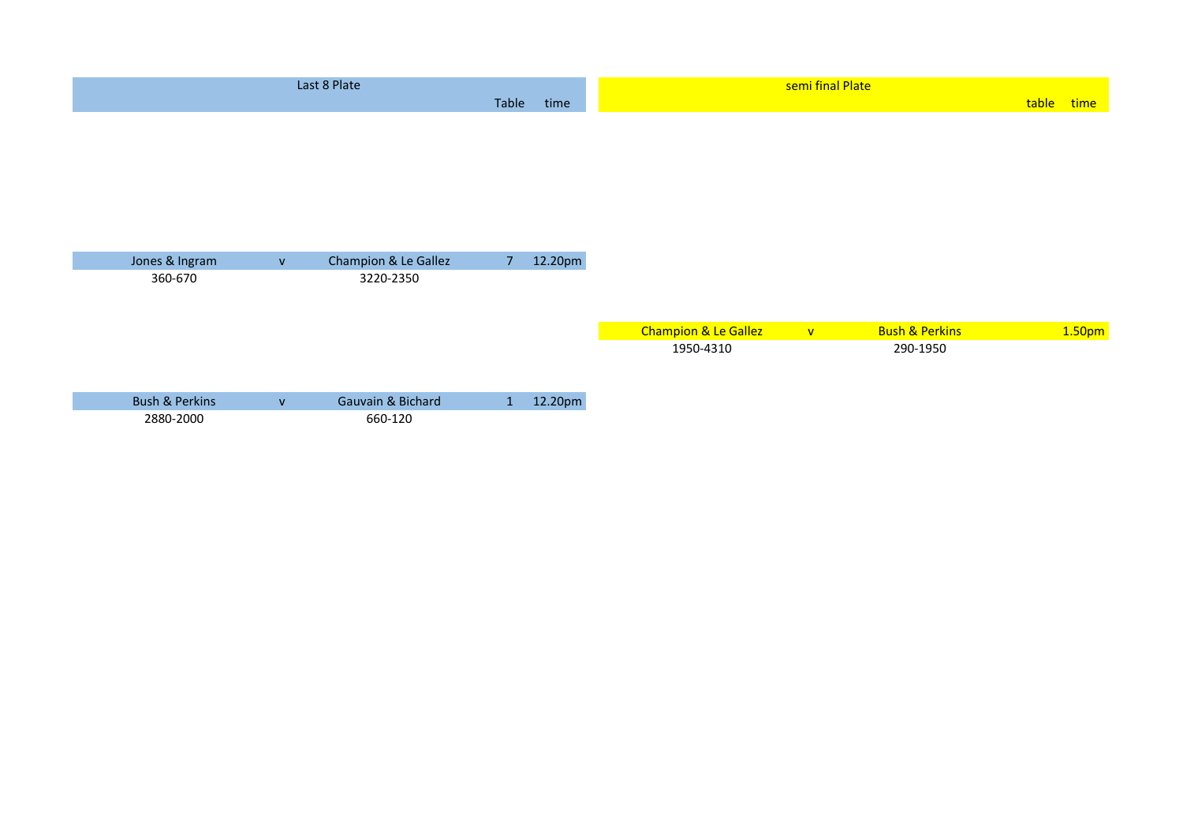## Last 8 Plate

| | | | Table | time |
|---|---|---|---|---|
| Jones & Ingram | v | Champion & Le Gallez | 7 | 12.20pm |
| 360-670 | | 3220-2350 | | |
| Bush & Perkins | v | Gauvain & Bichard | 1 | 12.20pm |
| 2880-2000 | | 660-120 | | |

## semi final Plate

| | | | table | time |
|---|---|---|---|---|
| Champion & Le Gallez | v | Bush & Perkins | | 1.50pm |
| 1950-4310 | | 290-1950 | | |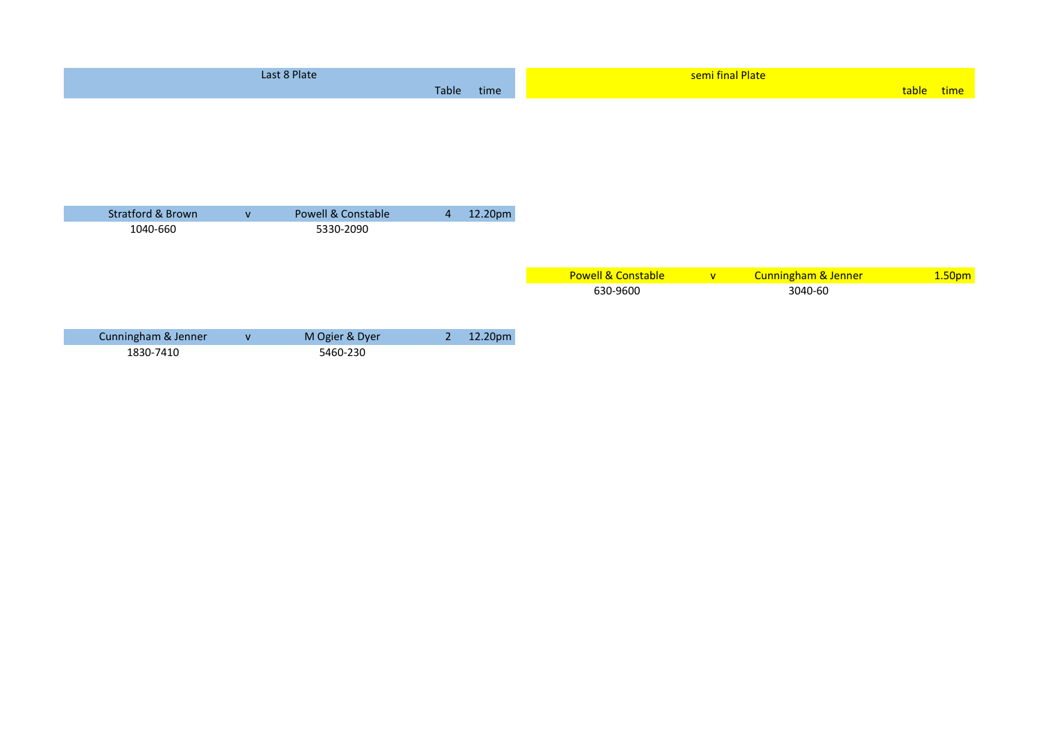## Last 8 Plate

| | | | Table | time |
|---|---|---|---|---|
| Stratford & Brown | v | Powell & Constable | 4 | 12.20pm |
| 1040-660 | | 5330-2090 | | |
| Cunningham & Jenner | v | M Ogier & Dyer | 2 | 12.20pm |
| 1830-7410 | | 5460-230 | | |

## semi final Plate

| | | | table | time |
|---|---|---|---|---|
| Powell & Constable | v | Cunningham & Jenner | | 1.50pm |
| 630-9600 | | 3040-60 | | |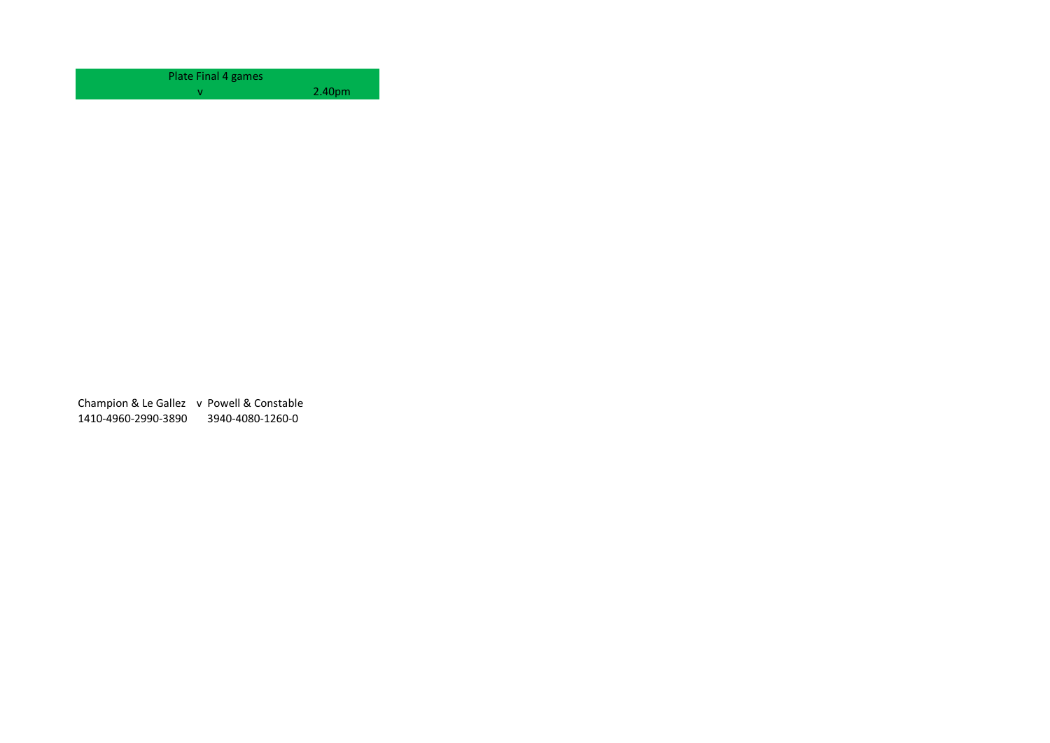Plate Final 4 games

v 2.40pm

Champion & Le Gallez v Powell & Constable

1410-4960-2990-3890 3940-4080-1260-0